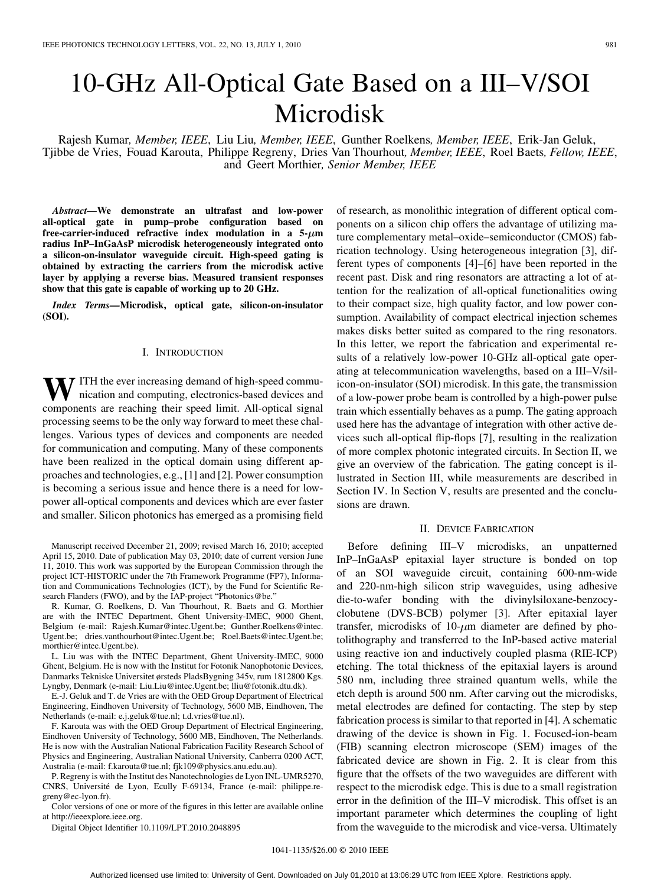# 10-GHz All-Optical Gate Based on a III–V/SOI Microdisk

Rajesh Kumar, *Member, IEEE*, Liu Liu, *Member, IEEE*, Gunther Roelkens, *Member, IEEE*, Erik-Jan Geluk, Tjibbe de Vries, Fouad Karouta, Philippe Regreny, Dries Van Thourhout, *Member, IEEE*, Roel Baets, *Fellow, IEEE*, and Geert Morthier, *Senior Member, IEEE*

***Abstract*—We demonstrate an ultrafast and low-power all-optical gate in pump–probe configuration based on free-carrier-induced refractive index modulation in a 5-$\mu$m radius InP–InGaAsP microdisk heterogeneously integrated onto a silicon-on-insulator waveguide circuit. High-speed gating is obtained by extracting the carriers from the microdisk active layer by applying a reverse bias. Measured transient responses show that this gate is capable of working up to 20 GHz.**

***Index Terms*—Microdisk, optical gate, silicon-on-insulator (SOI).**

## I. Introduction

With the ever increasing demand of high-speed communication and computing, electronics-based devices and components are reaching their speed limit. All-optical signal processing seems to be the only way forward to meet these challenges. Various types of devices and components are needed for communication and computing. Many of these components have been realized in the optical domain using different approaches and technologies, e.g., [1] and [2]. Power consumption is becoming a serious issue and hence there is a need for low-power all-optical components and devices which are ever faster and smaller. Silicon photonics has emerged as a promising field of research, as monolithic integration of different optical components on a silicon chip offers the advantage of utilizing mature complementary metal–oxide–semiconductor (CMOS) fabrication technology. Using heterogeneous integration [3], different types of components [4]–[6] have been reported in the recent past. Disk and ring resonators are attracting a lot of attention for the realization of all-optical functionalities owing to their compact size, high quality factor, and low power consumption. Availability of compact electrical injection schemes makes disks better suited as compared to the ring resonators. In this letter, we report the fabrication and experimental results of a relatively low-power 10-GHz all-optical gate operating at telecommunication wavelengths, based on a III–V/silicon-on-insulator (SOI) microdisk. In this gate, the transmission of a low-power probe beam is controlled by a high-power pulse train which essentially behaves as a pump. The gating approach used here has the advantage of integration with other active devices such all-optical flip-flops [7], resulting in the realization of more complex photonic integrated circuits. In Section II, we give an overview of the fabrication. The gating concept is illustrated in Section III, while measurements are described in Section IV. In Section V, results are presented and the conclusions are drawn.

## II. Device Fabrication

Before defining III–V microdisks, an unpatterned InP–InGaAsP epitaxial layer structure is bonded on top of an SOI waveguide circuit, containing 600-nm-wide and 220-nm-high silicon strip waveguides, using adhesive die-to-wafer bonding with the divinylsiloxane-benzocyclobutene (DVS-BCB) polymer [3]. After epitaxial layer transfer, microdisks of 10-$\mu$m diameter are defined by photolithography and transferred to the InP-based active material using reactive ion and inductively coupled plasma (RIE-ICP) etching. The total thickness of the epitaxial layers is around 580 nm, including three strained quantum wells, while the etch depth is around 500 nm. After carving out the microdisks, metal electrodes are defined for contacting. The step by step fabrication process is similar to that reported in [4]. A schematic drawing of the device is shown in Fig. 1. Focused-ion-beam (FIB) scanning electron microscope (SEM) images of the fabricated device are shown in Fig. 2. It is clear from this figure that the offsets of the two waveguides are different with respect to the microdisk edge. This is due to a small registration error in the definition of the III–V microdisk. This offset is an important parameter which determines the coupling of light from the waveguide to the microdisk and vice-versa. Ultimately

---

Manuscript received December 21, 2009; revised March 16, 2010; accepted April 15, 2010. Date of publication May 03, 2010; date of current version June 11, 2010. This work was supported by the European Commission through the project ICT-HISTORIC under the 7th Framework Programme (FP7), Information and Communications Technologies (ICT), by the Fund for Scientific Research Flanders (FWO), and by the IAP-project "Photonics@be."

R. Kumar, G. Roelkens, D. Van Thourhout, R. Baets and G. Morthier are with the INTEC Department, Ghent University-IMEC, 9000 Ghent, Belgium (e-mail: Rajesh.Kumar@intec.Ugent.be; Gunther.Roelkens@intec.Ugent.be; dries.vanthourhout@intec.Ugent.be; Roel.Baets@intec.Ugent.be; morthier@intec.Ugent.be).

L. Liu was with the INTEC Department, Ghent University-IMEC, 9000 Ghent, Belgium. He is now with the Institut for Fotonik Nanophotonic Devices, Danmarks Tekniske Universitet ørsteds PladsBygning 345v, rum 1812800 Kgs. Lyngby, Denmark (e-mail: Liu.Liu@intec.Ugent.be; lliu@fotonik.dtu.dk).

E.-J. Geluk and T. de Vries are with the OED Group Department of Electrical Engineering, Eindhoven University of Technology, 5600 MB, Eindhoven, The Netherlands (e-mail: e.j.geluk@tue.nl; t.d.vries@tue.nl).

F. Karouta was with the OED Group Department of Electrical Engineering, Eindhoven University of Technology, 5600 MB, Eindhoven, The Netherlands. He is now with the Australian National Fabrication Facility Research School of Physics and Engineering, Australian National University, Canberra 0200 ACT, Australia (e-mail: f.karouta@tue.nl; fjk109@physics.anu.edu.au).

P. Regreny is with the Institut des Nanotechnologies de Lyon INL-UMR5270, CNRS, Université de Lyon, Ecully F-69134, France (e-mail: philippe.regreny@ec-lyon.fr).

Color versions of one or more of the figures in this letter are available online at http://ieeexplore.ieee.org.

Digital Object Identifier 10.1109/LPT.2010.2048895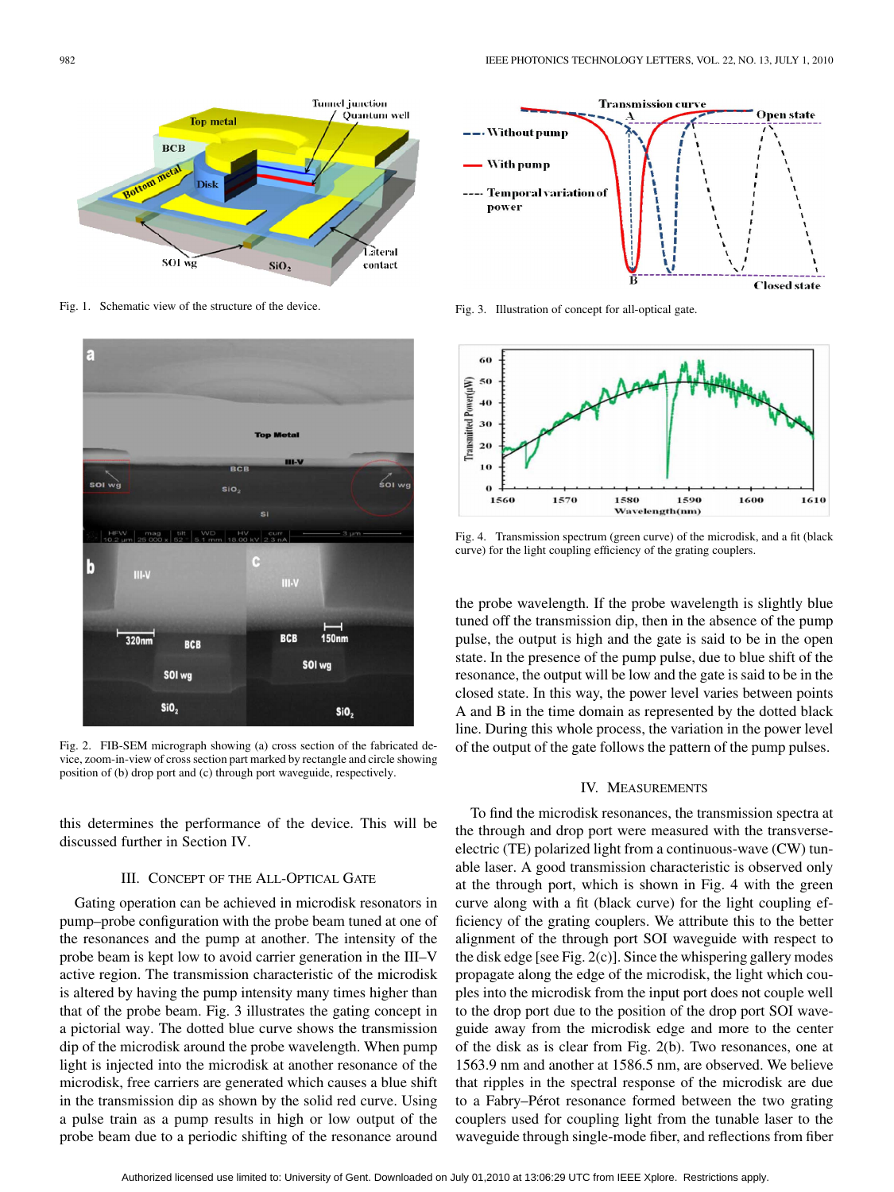Fig. 1. Schematic view of the structure of the device.

Fig. 2. FIB-SEM micrograph showing (a) cross section of the fabricated device, zoom-in-view of cross section part marked by rectangle and circle showing position of (b) drop port and (c) through port waveguide, respectively.

this determines the performance of the device. This will be discussed further in Section IV.

## III. Concept of the All-Optical Gate

Gating operation can be achieved in microdisk resonators in pump–probe configuration with the probe beam tuned at one of the resonances and the pump at another. The intensity of the probe beam is kept low to avoid carrier generation in the III–V active region. The transmission characteristic of the microdisk is altered by having the pump intensity many times higher than that of the probe beam. Fig. 3 illustrates the gating concept in a pictorial way. The dotted blue curve shows the transmission dip of the microdisk around the probe wavelength. When pump light is injected into the microdisk at another resonance of the microdisk, free carriers are generated which causes a blue shift in the transmission dip as shown by the solid red curve. Using a pulse train as a pump results in high or low output of the probe beam due to a periodic shifting of the resonance around the probe wavelength. If the probe wavelength is slightly blue tuned off the transmission dip, then in the absence of the pump pulse, the output is high and the gate is said to be in the open state. In the presence of the pump pulse, due to blue shift of the resonance, the output will be low and the gate is said to be in the closed state. In this way, the power level varies between points A and B in the time domain as represented by the dotted black line. During this whole process, the variation in the power level of the output of the gate follows the pattern of the pump pulses.

Fig. 3. Illustration of concept for all-optical gate.

Fig. 4. Transmission spectrum (green curve) of the microdisk, and a fit (black curve) for the light coupling efficiency of the grating couplers.

## IV. Measurements

To find the microdisk resonances, the transmission spectra at the through and drop port were measured with the transverse-electric (TE) polarized light from a continuous-wave (CW) tunable laser. A good transmission characteristic is observed only at the through port, which is shown in Fig. 4 with the green curve along with a fit (black curve) for the light coupling efficiency of the grating couplers. We attribute this to the better alignment of the through port SOI waveguide with respect to the disk edge [see Fig. 2(c)]. Since the whispering gallery modes propagate along the edge of the microdisk, the light which couples into the microdisk from the input port does not couple well to the drop port due to the position of the drop port SOI waveguide away from the microdisk edge and more to the center of the disk as is clear from Fig. 2(b). Two resonances, one at 1563.9 nm and another at 1586.5 nm, are observed. We believe that ripples in the spectral response of the microdisk are due to a Fabry–Pérot resonance formed between the two grating couplers used for coupling light from the tunable laser to the waveguide through single-mode fiber, and reflections from fiber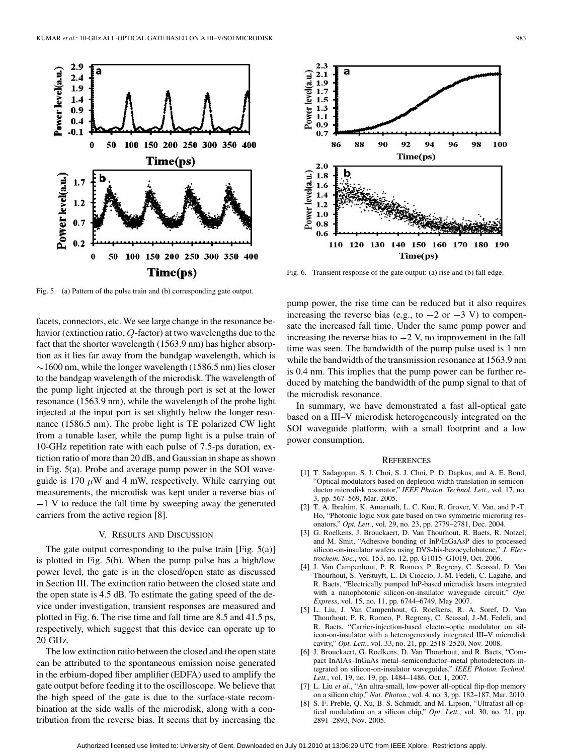a

2.9
2.4
1.9
1.4
0.9
0.4
-0.1

Power level(a.u.)

0 50 100 150 200 250 300 350 400

Time(ps)

b

1.7
1.2
0.7
0.2

Power level(a.u.)

0 50 100 150 200 250 300 350 400

Time(ps)

Fig. 5. (a) Pattern of the pulse train and (b) corresponding gate output.

a

2.3
2.1
1.9
1.7
1.5
1.3
1.1
0.9
0.7

Power level(a.u.)

86 88 90 92 94 96 98 100

Time(ps)

b

2.0
1.8
1.6
1.4
1.2
1.0
0.8
0.6

Power level(a.u.)

110 120 130 140 150 160 170 180 190

Time(ps)

Fig. 6. Transient response of the gate output: (a) rise and (b) fall edge.

facets, connectors, etc. We see large change in the resonance behavior (extinction ratio, $Q$-factor) at two wavelengths due to the fact that the shorter wavelength (1563.9 nm) has higher absorption as it lies far away from the bandgap wavelength, which is ∼1600 nm, while the longer wavelength (1586.5 nm) lies closer to the bandgap wavelength of the microdisk. The wavelength of the pump light injected at the through port is set at the lower resonance (1563.9 nm), while the wavelength of the probe light injected at the input port is set slightly below the longer resonance (1586.5 nm). The probe light is TE polarized CW light from a tunable laser, while the pump light is a pulse train of 10-GHz repetition rate with each pulse of 7.5-ps duration, extiction ratio of more than 20 dB, and Gaussian in shape as shown in Fig. 5(a). Probe and average pump power in the SOI waveguide is 170 $\mu$W and 4 mW, respectively. While carrying out measurements, the microdisk was kept under a reverse bias of −1 V to reduce the fall time by sweeping away the generated carriers from the active region [8].

## V. Results and Discussion

The gate output corresponding to the pulse train [Fig. 5(a)] is plotted in Fig. 5(b). When the pump pulse has a high/low power level, the gate is in the closed/open state as discussed in Section III. The extinction ratio between the closed state and the open state is 4.5 dB. To estimate the gating speed of the device under investigation, transient responses are measured and plotted in Fig. 6. The rise time and fall time are 8.5 and 41.5 ps, respectively, which suggest that this device can operate up to 20 GHz.

The low extinction ratio between the closed and the open state can be attributed to the spontaneous emission noise generated in the erbium-doped fiber amplifier (EDFA) used to amplify the gate output before feeding it to the oscilloscope. We believe that the high speed of the gate is due to the surface-state recombination at the side walls of the microdisk, along with a contribution from the reverse bias. It seems that by increasing the pump power, the rise time can be reduced but it also requires increasing the reverse bias (e.g., to −2 or −3 V) to compensate the increased fall time. Under the same pump power and increasing the reverse bias to −2 V, no improvement in the fall time was seen. The bandwidth of the pump pulse used is 1 nm while the bandwidth of the transmission resonance at 1563.9 nm is 0.4 nm. This implies that the pump power can be further reduced by matching the bandwidth of the pump signal to that of the microdisk resonance.

In summary, we have demonstrated a fast all-optical gate based on a III–V microdisk heterogeneously integrated on the SOI waveguide platform, with a small footprint and a low power consumption.

## References

[1] T. Sadagopan, S. J. Choi, S. J. Choi, P. D. Dapkus, and A. E. Bond, "Optical modulators based on depletion width translation in semiconductor microdisk resonator," *IEEE Photon. Technol. Lett.*, vol. 17, no. 3, pp. 567–569, Mar. 2005.

[2] T. A. Ibrahim, K. Amarnath, L. C. Kuo, R. Grover, V. Van, and P.-T. Ho, "Photonic logic NOR gate based on two symmetric microring resonators," *Opt. Lett.*, vol. 29, no. 23, pp. 2779–2781, Dec. 2004.

[3] G. Roelkens, J. Brouckaert, D. Van Thourhout, R. Baets, R. Notzel, and M. Smit, "Adhesive bonding of InP/InGaAsP dies to processed silicon-on-insulator wafers using DVS-bis-bezocyclobutene," *J. Electrochem. Soc.*, vol. 153, no. 12, pp. G1015–G1019, Oct. 2006.

[4] J. Van Campenhout, P. R. Romeo, P. Regreny, C. Seassal, D. Van Thourhout, S. Verstuyft, L. Di Cioccio, J.-M. Fedeli, C. Lagahe, and R. Baets, "Electrically pumped InP-based microdisk lasers integrated with a nanophotonic silicon-on-insulator waveguide circuit," *Opt. Express*, vol. 15, no. 11, pp. 6744–6749, May 2007.

[5] L. Liu, J. Van Campenhout, G. Roelkens, R. A. Soref, D. Van Thourhout, P. R. Romeo, P. Regreny, C. Seassal, J.-M. Fedeli, and R. Baets, "Carrier-injection-based electro-optic modulator on silicon-on-insulator with a heterogeneously integrated III–V microdisk cavity," *Opt. Lett.*, vol. 33, no. 21, pp. 2518–2520, Nov. 2008.

[6] J. Brouckaert, G. Roelkens, D. Van Thourhout, and R. Baets, "Compact InAlAs–InGaAs metal–semiconductor–metal photodetectors integrated on silicon-on-insulator waveguides," *IEEE Photon. Technol. Lett.*, vol. 19, no. 19, pp. 1484–1486, Oct. 1, 2007.

[7] L. Liu *et al.*, "An ultra-small, low-power all-optical flip-flop memory on a silicon chip," *Nat. Photon.*, vol. 4, no. 3, pp. 182–187, Mar. 2010.

[8] S. F. Preble, Q. Xu, B. S. Schmidt, and M. Lipson, "Ultrafast all-optical modulation on a silicon chip," *Opt. Lett.*, vol. 30, no. 21, pp. 2891–2893, Nov. 2005.